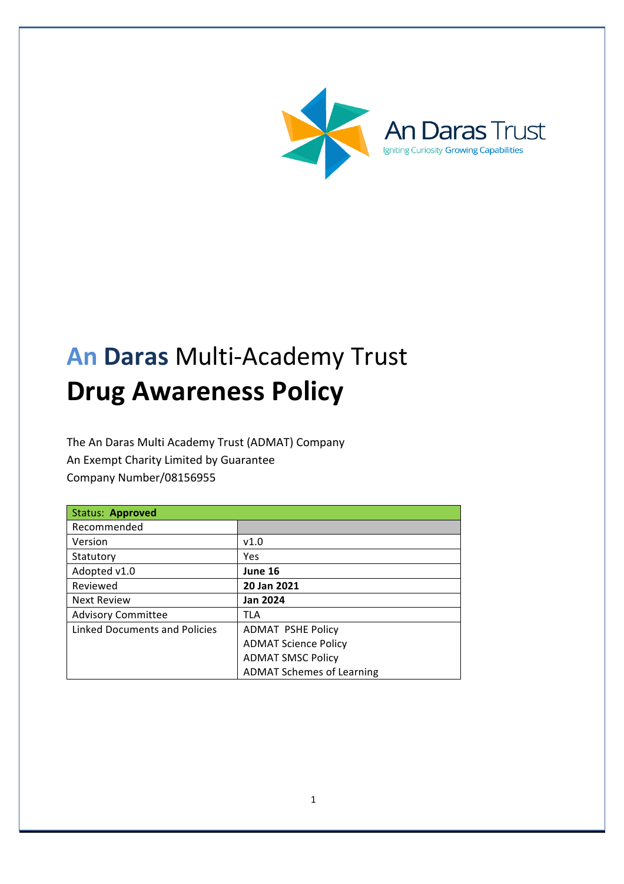An Daras Trust

Igniting Curiosity Growing Capabilities

# An Daras Multi-Academy Trust

# Drug Awareness Policy

The An Daras Multi Academy Trust (ADMAT) Company
An Exempt Charity Limited by Guarantee
Company Number/08156955

| Status: **Approved** | |
|---|---|
| Recommended | |
| Version | v1.0 |
| Statutory | Yes |
| Adopted v1.0 | **June 16** |
| Reviewed | **20 Jan 2021** |
| Next Review | **Jan 2024** |
| Advisory Committee | TLA |
| Linked Documents and Policies | ADMAT PSHE Policy<br>ADMAT Science Policy<br>ADMAT SMSC Policy<br>ADMAT Schemes of Learning |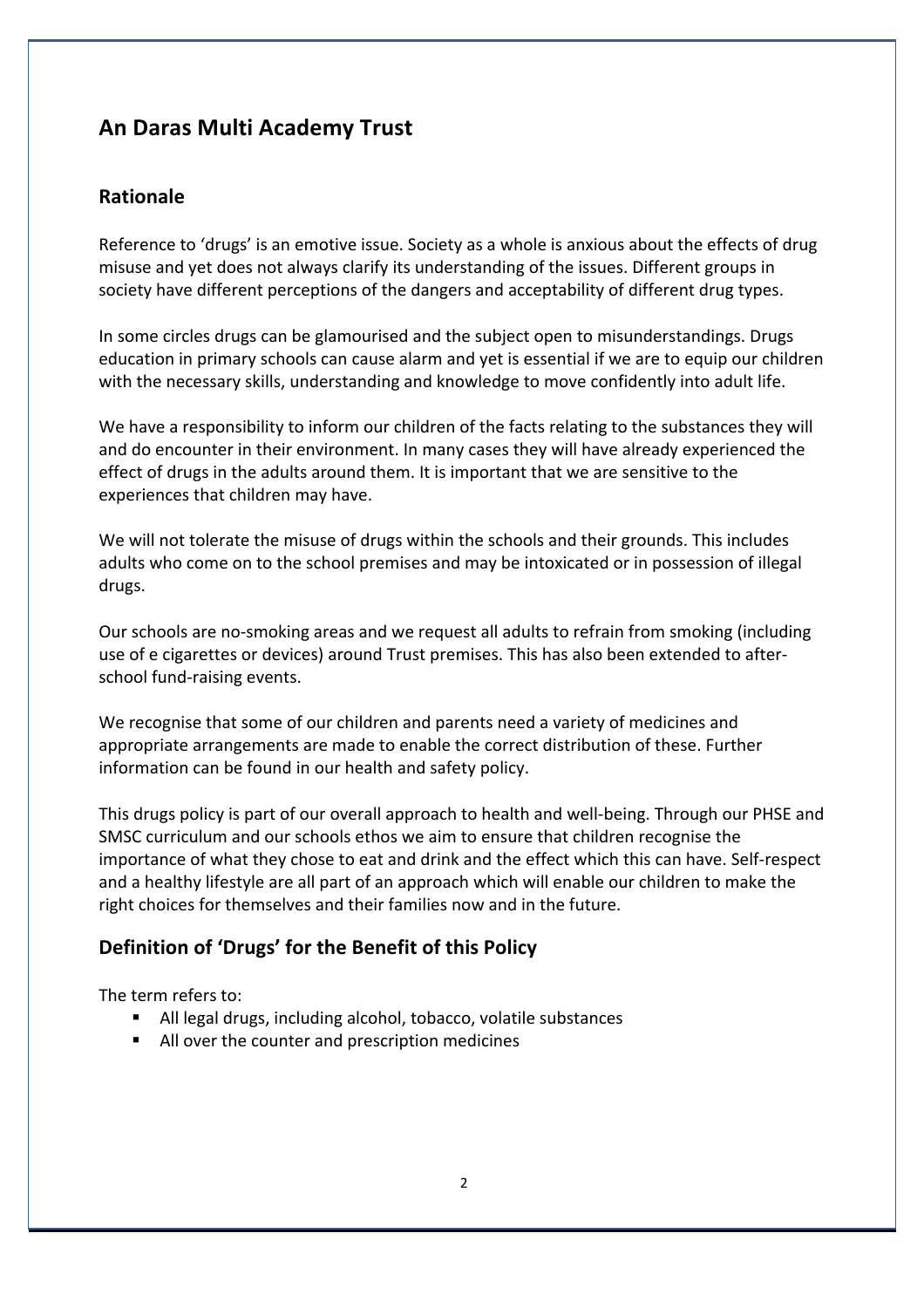## An Daras Multi Academy Trust

### Rationale

Reference to 'drugs' is an emotive issue. Society as a whole is anxious about the effects of drug misuse and yet does not always clarify its understanding of the issues. Different groups in society have different perceptions of the dangers and acceptability of different drug types.

In some circles drugs can be glamourised and the subject open to misunderstandings. Drugs education in primary schools can cause alarm and yet is essential if we are to equip our children with the necessary skills, understanding and knowledge to move confidently into adult life.

We have a responsibility to inform our children of the facts relating to the substances they will and do encounter in their environment. In many cases they will have already experienced the effect of drugs in the adults around them. It is important that we are sensitive to the experiences that children may have.

We will not tolerate the misuse of drugs within the schools and their grounds. This includes adults who come on to the school premises and may be intoxicated or in possession of illegal drugs.

Our schools are no-smoking areas and we request all adults to refrain from smoking (including use of e cigarettes or devices) around Trust premises. This has also been extended to after-school fund-raising events.

We recognise that some of our children and parents need a variety of medicines and appropriate arrangements are made to enable the correct distribution of these. Further information can be found in our health and safety policy.

This drugs policy is part of our overall approach to health and well-being. Through our PHSE and SMSC curriculum and our schools ethos we aim to ensure that children recognise the importance of what they chose to eat and drink and the effect which this can have. Self-respect and a healthy lifestyle are all part of an approach which will enable our children to make the right choices for themselves and their families now and in the future.

### Definition of 'Drugs' for the Benefit of this Policy

The term refers to:

- All legal drugs, including alcohol, tobacco, volatile substances
- All over the counter and prescription medicines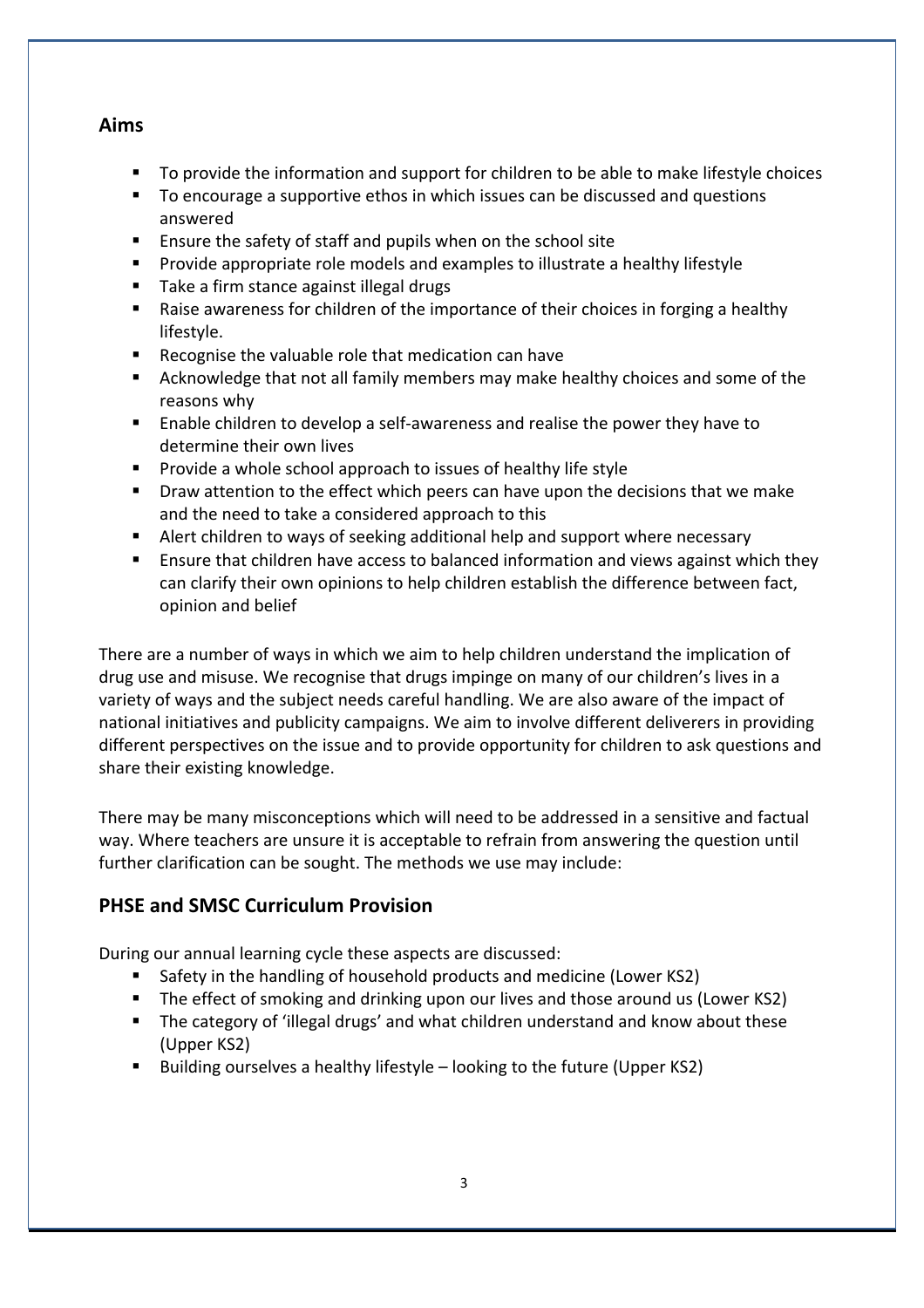## Aims

- To provide the information and support for children to be able to make lifestyle choices
- To encourage a supportive ethos in which issues can be discussed and questions answered
- Ensure the safety of staff and pupils when on the school site
- Provide appropriate role models and examples to illustrate a healthy lifestyle
- Take a firm stance against illegal drugs
- Raise awareness for children of the importance of their choices in forging a healthy lifestyle.
- Recognise the valuable role that medication can have
- Acknowledge that not all family members may make healthy choices and some of the reasons why
- Enable children to develop a self-awareness and realise the power they have to determine their own lives
- Provide a whole school approach to issues of healthy life style
- Draw attention to the effect which peers can have upon the decisions that we make and the need to take a considered approach to this
- Alert children to ways of seeking additional help and support where necessary
- Ensure that children have access to balanced information and views against which they can clarify their own opinions to help children establish the difference between fact, opinion and belief

There are a number of ways in which we aim to help children understand the implication of drug use and misuse. We recognise that drugs impinge on many of our children's lives in a variety of ways and the subject needs careful handling. We are also aware of the impact of national initiatives and publicity campaigns. We aim to involve different deliverers in providing different perspectives on the issue and to provide opportunity for children to ask questions and share their existing knowledge.

There may be many misconceptions which will need to be addressed in a sensitive and factual way. Where teachers are unsure it is acceptable to refrain from answering the question until further clarification can be sought. The methods we use may include:

## PHSE and SMSC Curriculum Provision

During our annual learning cycle these aspects are discussed:

- Safety in the handling of household products and medicine (Lower KS2)
- The effect of smoking and drinking upon our lives and those around us (Lower KS2)
- The category of 'illegal drugs' and what children understand and know about these (Upper KS2)
- Building ourselves a healthy lifestyle – looking to the future (Upper KS2)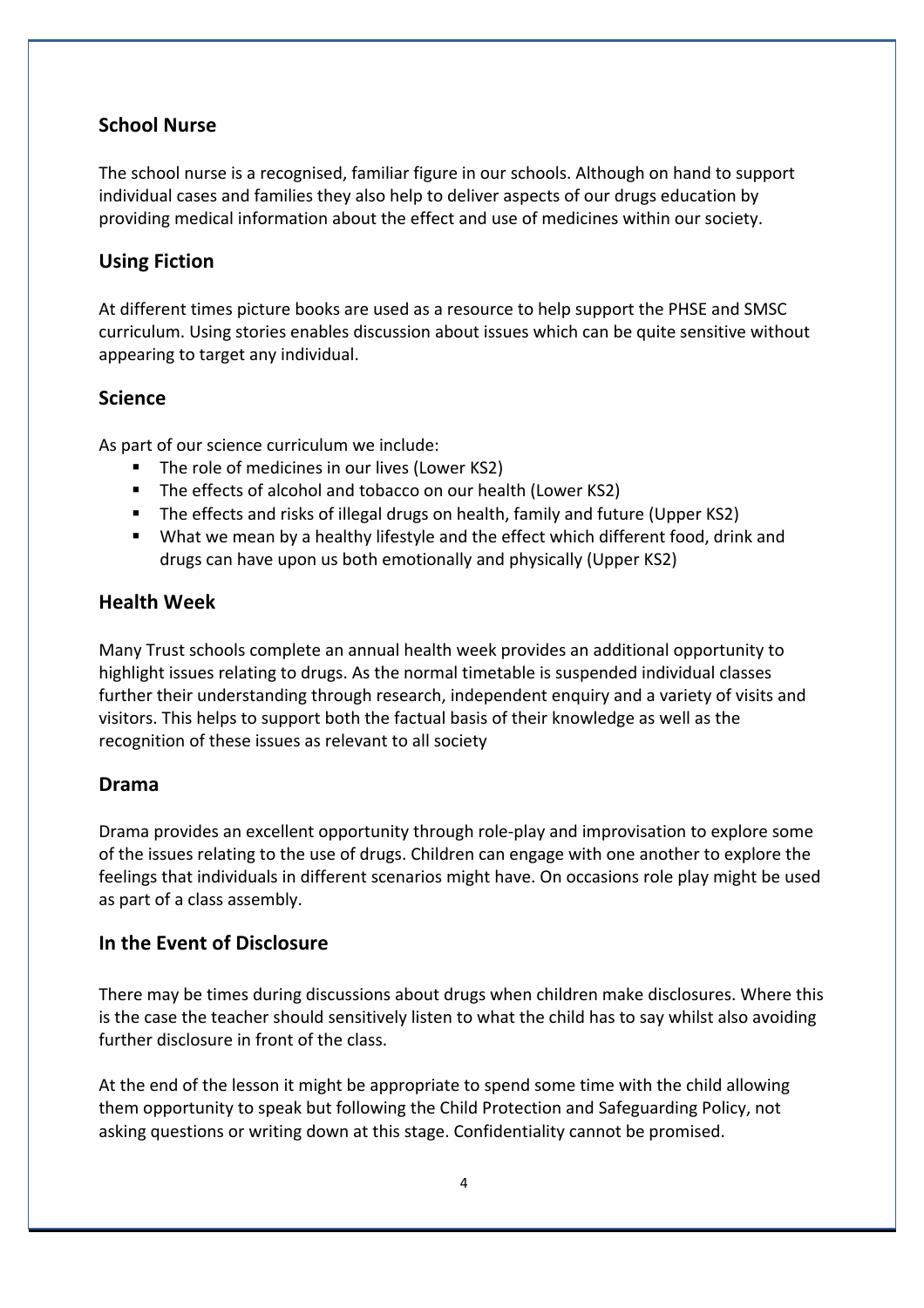## School Nurse

The school nurse is a recognised, familiar figure in our schools. Although on hand to support individual cases and families they also help to deliver aspects of our drugs education by providing medical information about the effect and use of medicines within our society.

## Using Fiction

At different times picture books are used as a resource to help support the PHSE and SMSC curriculum. Using stories enables discussion about issues which can be quite sensitive without appearing to target any individual.

## Science

As part of our science curriculum we include:

- The role of medicines in our lives (Lower KS2)
- The effects of alcohol and tobacco on our health (Lower KS2)
- The effects and risks of illegal drugs on health, family and future (Upper KS2)
- What we mean by a healthy lifestyle and the effect which different food, drink and drugs can have upon us both emotionally and physically (Upper KS2)

## Health Week

Many Trust schools complete an annual health week provides an additional opportunity to highlight issues relating to drugs. As the normal timetable is suspended individual classes further their understanding through research, independent enquiry and a variety of visits and visitors. This helps to support both the factual basis of their knowledge as well as the recognition of these issues as relevant to all society

## Drama

Drama provides an excellent opportunity through role-play and improvisation to explore some of the issues relating to the use of drugs. Children can engage with one another to explore the feelings that individuals in different scenarios might have. On occasions role play might be used as part of a class assembly.

## In the Event of Disclosure

There may be times during discussions about drugs when children make disclosures. Where this is the case the teacher should sensitively listen to what the child has to say whilst also avoiding further disclosure in front of the class.

At the end of the lesson it might be appropriate to spend some time with the child allowing them opportunity to speak but following the Child Protection and Safeguarding Policy, not asking questions or writing down at this stage. Confidentiality cannot be promised.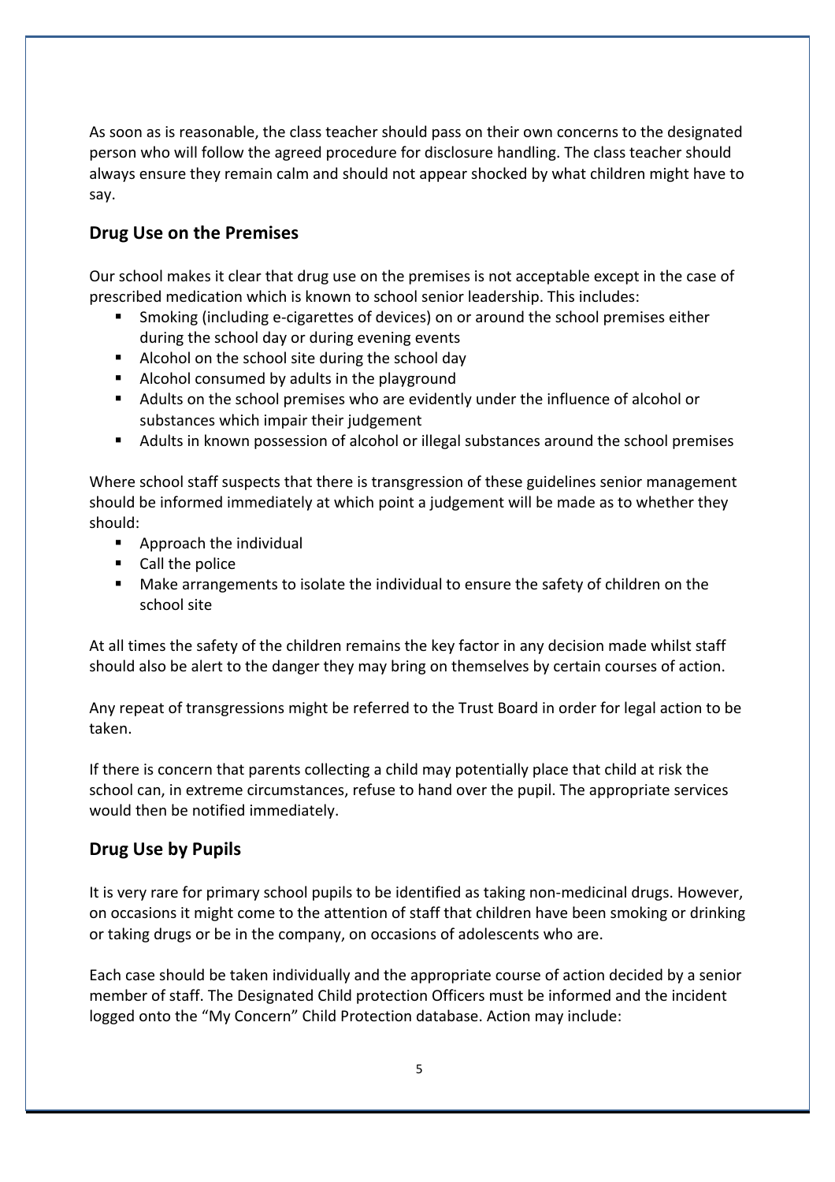As soon as is reasonable, the class teacher should pass on their own concerns to the designated person who will follow the agreed procedure for disclosure handling. The class teacher should always ensure they remain calm and should not appear shocked by what children might have to say.

## Drug Use on the Premises

Our school makes it clear that drug use on the premises is not acceptable except in the case of prescribed medication which is known to school senior leadership. This includes:

- Smoking (including e-cigarettes of devices) on or around the school premises either during the school day or during evening events
- Alcohol on the school site during the school day
- Alcohol consumed by adults in the playground
- Adults on the school premises who are evidently under the influence of alcohol or substances which impair their judgement
- Adults in known possession of alcohol or illegal substances around the school premises

Where school staff suspects that there is transgression of these guidelines senior management should be informed immediately at which point a judgement will be made as to whether they should:

- Approach the individual
- Call the police
- Make arrangements to isolate the individual to ensure the safety of children on the school site

At all times the safety of the children remains the key factor in any decision made whilst staff should also be alert to the danger they may bring on themselves by certain courses of action.

Any repeat of transgressions might be referred to the Trust Board in order for legal action to be taken.

If there is concern that parents collecting a child may potentially place that child at risk the school can, in extreme circumstances, refuse to hand over the pupil. The appropriate services would then be notified immediately.

## Drug Use by Pupils

It is very rare for primary school pupils to be identified as taking non-medicinal drugs. However, on occasions it might come to the attention of staff that children have been smoking or drinking or taking drugs or be in the company, on occasions of adolescents who are.

Each case should be taken individually and the appropriate course of action decided by a senior member of staff. The Designated Child protection Officers must be informed and the incident logged onto the "My Concern" Child Protection database. Action may include: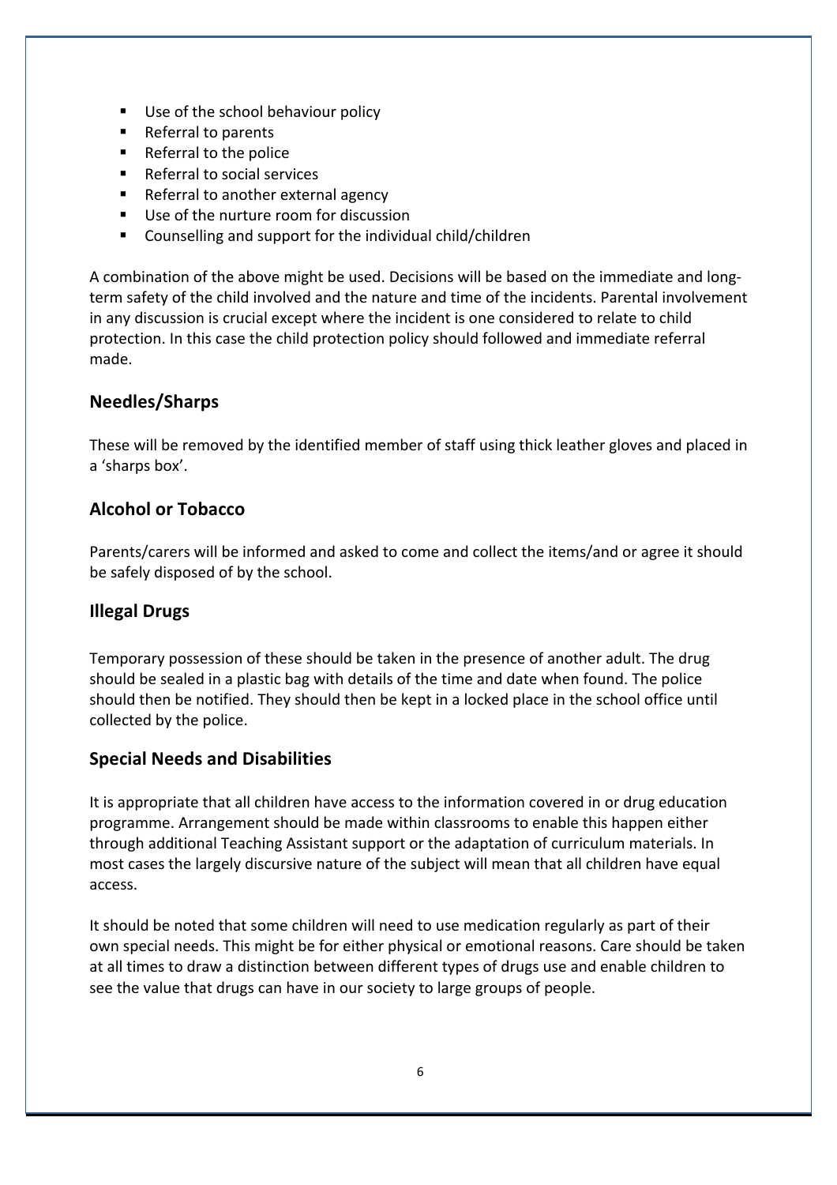- Use of the school behaviour policy
- Referral to parents
- Referral to the police
- Referral to social services
- Referral to another external agency
- Use of the nurture room for discussion
- Counselling and support for the individual child/children

A combination of the above might be used. Decisions will be based on the immediate and long-term safety of the child involved and the nature and time of the incidents. Parental involvement in any discussion is crucial except where the incident is one considered to relate to child protection. In this case the child protection policy should followed and immediate referral made.

## Needles/Sharps

These will be removed by the identified member of staff using thick leather gloves and placed in a 'sharps box'.

## Alcohol or Tobacco

Parents/carers will be informed and asked to come and collect the items/and or agree it should be safely disposed of by the school.

## Illegal Drugs

Temporary possession of these should be taken in the presence of another adult. The drug should be sealed in a plastic bag with details of the time and date when found. The police should then be notified. They should then be kept in a locked place in the school office until collected by the police.

## Special Needs and Disabilities

It is appropriate that all children have access to the information covered in or drug education programme. Arrangement should be made within classrooms to enable this happen either through additional Teaching Assistant support or the adaptation of curriculum materials. In most cases the largely discursive nature of the subject will mean that all children have equal access.

It should be noted that some children will need to use medication regularly as part of their own special needs. This might be for either physical or emotional reasons. Care should be taken at all times to draw a distinction between different types of drugs use and enable children to see the value that drugs can have in our society to large groups of people.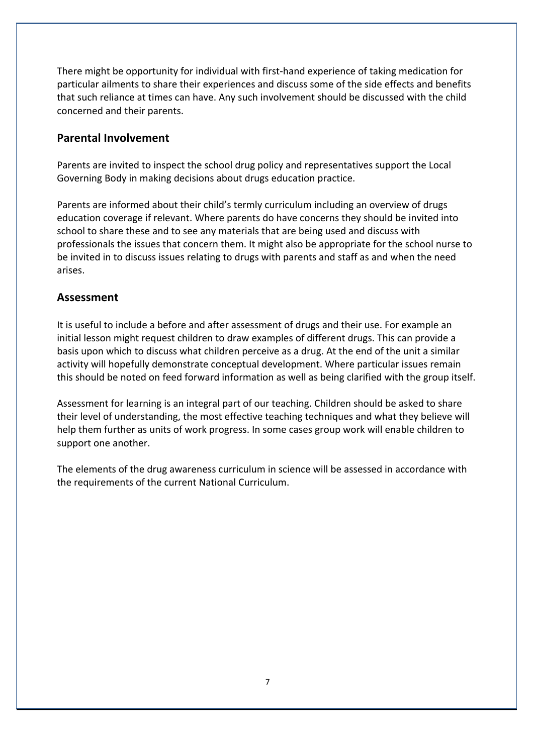There might be opportunity for individual with first-hand experience of taking medication for particular ailments to share their experiences and discuss some of the side effects and benefits that such reliance at times can have. Any such involvement should be discussed with the child concerned and their parents.

## Parental Involvement

Parents are invited to inspect the school drug policy and representatives support the Local Governing Body in making decisions about drugs education practice.

Parents are informed about their child's termly curriculum including an overview of drugs education coverage if relevant. Where parents do have concerns they should be invited into school to share these and to see any materials that are being used and discuss with professionals the issues that concern them. It might also be appropriate for the school nurse to be invited in to discuss issues relating to drugs with parents and staff as and when the need arises.

## Assessment

It is useful to include a before and after assessment of drugs and their use. For example an initial lesson might request children to draw examples of different drugs. This can provide a basis upon which to discuss what children perceive as a drug. At the end of the unit a similar activity will hopefully demonstrate conceptual development. Where particular issues remain this should be noted on feed forward information as well as being clarified with the group itself.

Assessment for learning is an integral part of our teaching. Children should be asked to share their level of understanding, the most effective teaching techniques and what they believe will help them further as units of work progress. In some cases group work will enable children to support one another.

The elements of the drug awareness curriculum in science will be assessed in accordance with the requirements of the current National Curriculum.